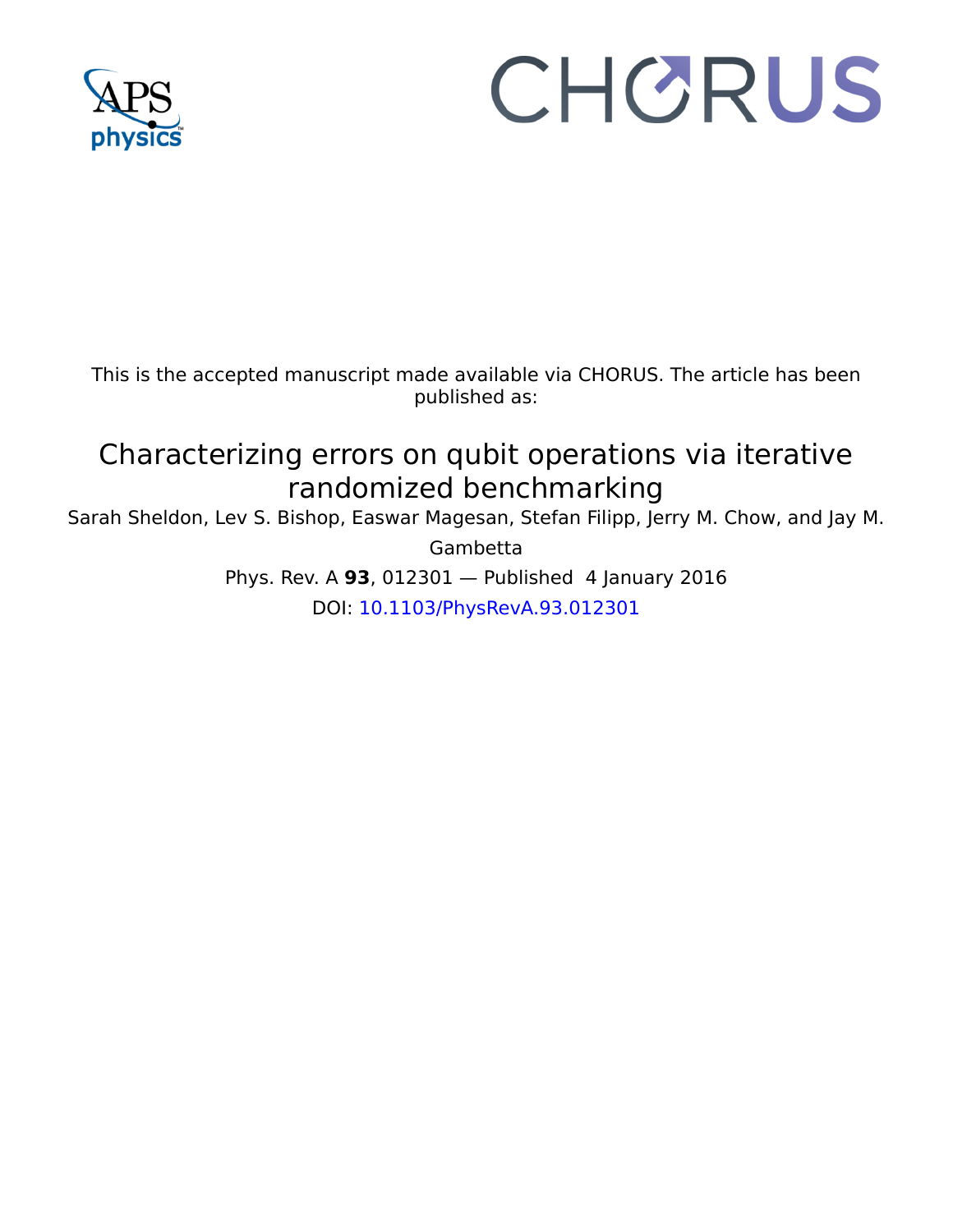This is the accepted manuscript made available via CHORUS. The article has been published as:

# Characterizing errors on qubit operations via iterative randomized benchmarking

Sarah Sheldon, Lev S. Bishop, Easwar Magesan, Stefan Filipp, Jerry M. Chow, and Jay M. Gambetta

Phys. Rev. A **93**, 012301 — Published 4 January 2016

DOI: 10.1103/PhysRevA.93.012301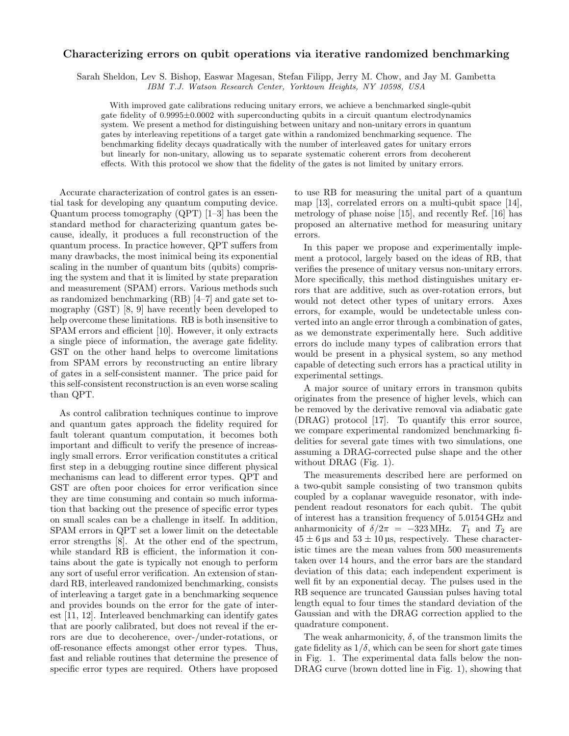# Characterizing errors on qubit operations via iterative randomized benchmarking

Sarah Sheldon, Lev S. Bishop, Easwar Magesan, Stefan Filipp, Jerry M. Chow, and Jay M. Gambetta

*IBM T.J. Watson Research Center, Yorktown Heights, NY 10598, USA*

With improved gate calibrations reducing unitary errors, we achieve a benchmarked single-qubit gate fidelity of 0.9995±0.0002 with superconducting qubits in a circuit quantum electrodynamics system. We present a method for distinguishing between unitary and non-unitary errors in quantum gates by interleaving repetitions of a target gate within a randomized benchmarking sequence. The benchmarking fidelity decays quadratically with the number of interleaved gates for unitary errors but linearly for non-unitary, allowing us to separate systematic coherent errors from decoherent effects. With this protocol we show that the fidelity of the gates is not limited by unitary errors.

Accurate characterization of control gates is an essential task for developing any quantum computing device. Quantum process tomography (QPT) [1–3] has been the standard method for characterizing quantum gates because, ideally, it produces a full reconstruction of the quantum process. In practice however, QPT suffers from many drawbacks, the most inimical being its exponential scaling in the number of quantum bits (qubits) comprising the system and that it is limited by state preparation and measurement (SPAM) errors. Various methods such as randomized benchmarking (RB) [4–7] and gate set tomography (GST) [8, 9] have recently been developed to help overcome these limitations. RB is both insensitive to SPAM errors and efficient [10]. However, it only extracts a single piece of information, the average gate fidelity. GST on the other hand helps to overcome limitations from SPAM errors by reconstructing an entire library of gates in a self-consistent manner. The price paid for this self-consistent reconstruction is an even worse scaling than QPT.

As control calibration techniques continue to improve and quantum gates approach the fidelity required for fault tolerant quantum computation, it becomes both important and difficult to verify the presence of increasingly small errors. Error verification constitutes a critical first step in a debugging routine since different physical mechanisms can lead to different error types. QPT and GST are often poor choices for error verification since they are time consuming and contain so much information that backing out the presence of specific error types on small scales can be a challenge in itself. In addition, SPAM errors in QPT set a lower limit on the detectable error strengths [8]. At the other end of the spectrum, while standard RB is efficient, the information it contains about the gate is typically not enough to perform any sort of useful error verification. An extension of standard RB, interleaved randomized benchmarking, consists of interleaving a target gate in a benchmarking sequence and provides bounds on the error for the gate of interest [11, 12]. Interleaved benchmarking can identify gates that are poorly calibrated, but does not reveal if the errors are due to decoherence, over-/under-rotations, or off-resonance effects amongst other error types. Thus, fast and reliable routines that determine the presence of specific error types are required. Others have proposed to use RB for measuring the unital part of a quantum map [13], correlated errors on a multi-qubit space [14], metrology of phase noise [15], and recently Ref. [16] has proposed an alternative method for measuring unitary errors.

In this paper we propose and experimentally implement a protocol, largely based on the ideas of RB, that verifies the presence of unitary versus non-unitary errors. More specifically, this method distinguishes unitary errors that are additive, such as over-rotation errors, but would not detect other types of unitary errors. Axes errors, for example, would be undetectable unless converted into an angle error through a combination of gates, as we demonstrate experimentally here. Such additive errors do include many types of calibration errors that would be present in a physical system, so any method capable of detecting such errors has a practical utility in experimental settings.

A major source of unitary errors in transmon qubits originates from the presence of higher levels, which can be removed by the derivative removal via adiabatic gate (DRAG) protocol [17]. To quantify this error source, we compare experimental randomized benchmarking fidelities for several gate times with two simulations, one assuming a DRAG-corrected pulse shape and the other without DRAG (Fig. 1).

The measurements described here are performed on a two-qubit sample consisting of two transmon qubits coupled by a coplanar waveguide resonator, with independent readout resonators for each qubit. The qubit of interest has a transition frequency of 5.0154 GHz and anharmonicity of $\delta/2\pi = -323$ MHz. $T_1$ and $T_2$ are $45 \pm 6$ µs and $53 \pm 10$ µs, respectively. These characteristic times are the mean values from 500 measurements taken over 14 hours, and the error bars are the standard deviation of this data; each independent experiment is well fit by an exponential decay. The pulses used in the RB sequence are truncated Gaussian pulses having total length equal to four times the standard deviation of the Gaussian and with the DRAG correction applied to the quadrature component.

The weak anharmonicity, $\delta$, of the transmon limits the gate fidelity as $1/\delta$, which can be seen for short gate times in Fig. 1. The experimental data falls below the non-DRAG curve (brown dotted line in Fig. 1), showing that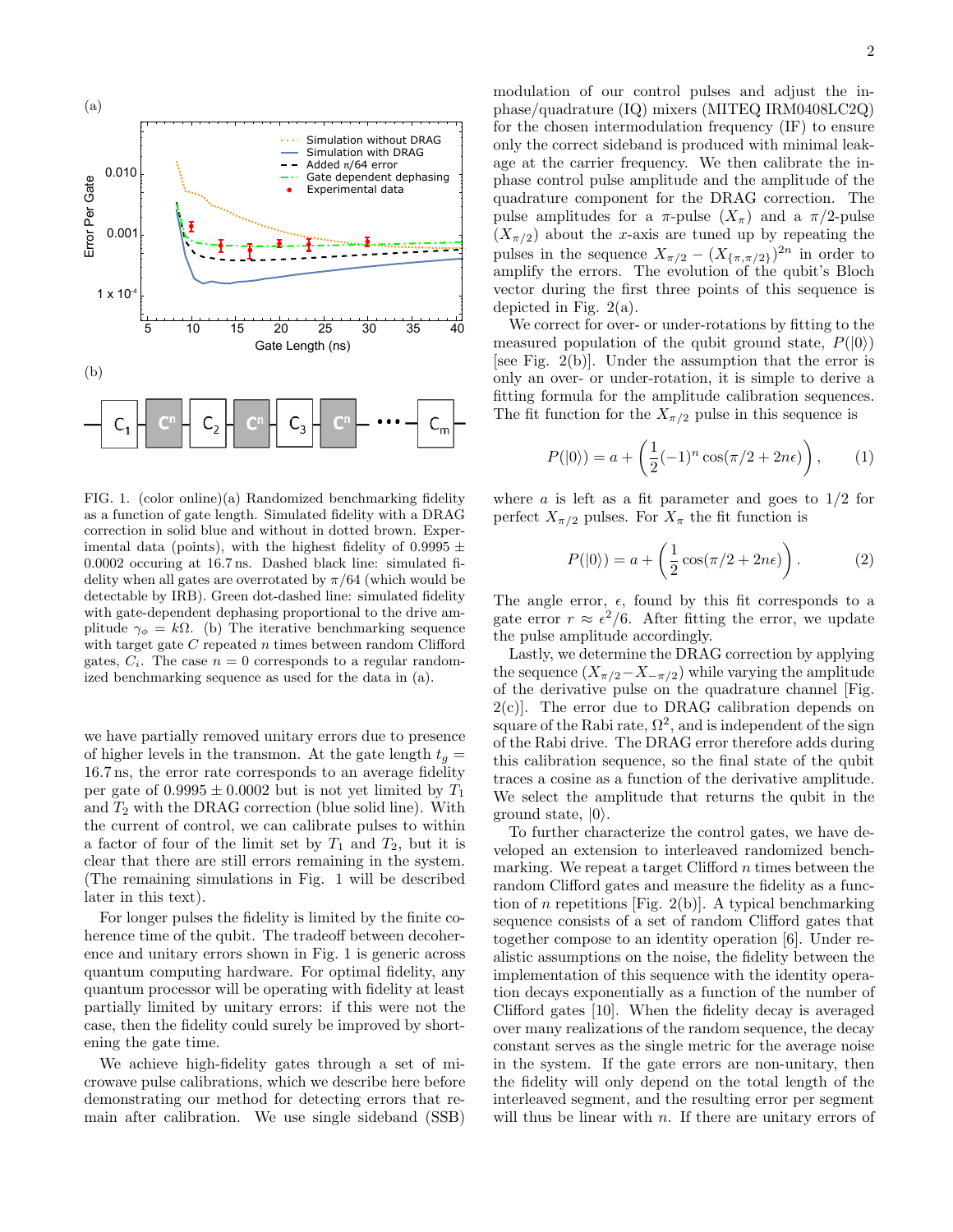(a)

(b)

FIG. 1. (color online)(a) Randomized benchmarking fidelity as a function of gate length. Simulated fidelity with a DRAG correction in solid blue and without in dotted brown. Experimental data (points), with the highest fidelity of $0.9995 \pm 0.0002$ occuring at 16.7 ns. Dashed black line: simulated fidelity when all gates are overrotated by $\pi/64$ (which would be detectable by IRB). Green dot-dashed line: simulated fidelity with gate-dependent dephasing proportional to the drive amplitude $\gamma_\phi = k\Omega$. (b) The iterative benchmarking sequence with target gate $C$ repeated $n$ times between random Clifford gates, $C_i$. The case $n = 0$ corresponds to a regular randomized benchmarking sequence as used for the data in (a).

we have partially removed unitary errors due to presence of higher levels in the transmon. At the gate length $t_g = 16.7$ ns, the error rate corresponds to an average fidelity per gate of $0.9995 \pm 0.0002$ but is not yet limited by $T_1$ and $T_2$ with the DRAG correction (blue solid line). With the current of control, we can calibrate pulses to within a factor of four of the limit set by $T_1$ and $T_2$, but it is clear that there are still errors remaining in the system. (The remaining simulations in Fig. 1 will be described later in this text).

For longer pulses the fidelity is limited by the finite coherence time of the qubit. The tradeoff between decoherence and unitary errors shown in Fig. 1 is generic across quantum computing hardware. For optimal fidelity, any quantum processor will be operating with fidelity at least partially limited by unitary errors: if this were not the case, then the fidelity could surely be improved by shortening the gate time.

We achieve high-fidelity gates through a set of microwave pulse calibrations, which we describe here before demonstrating our method for detecting errors that remain after calibration. We use single sideband (SSB) modulation of our control pulses and adjust the in-phase/quadrature (IQ) mixers (MITEQ IRM0408LC2Q) for the chosen intermodulation frequency (IF) to ensure only the correct sideband is produced with minimal leakage at the carrier frequency. We then calibrate the in-phase control pulse amplitude and the amplitude of the quadrature component for the DRAG correction. The pulse amplitudes for a $\pi$-pulse ($X_\pi$) and a $\pi/2$-pulse ($X_{\pi/2}$) about the $x$-axis are tuned up by repeating the pulses in the sequence $X_{\pi/2} - (X_{\{\pi,\pi/2\}})^{2n}$ in order to amplify the errors. The evolution of the qubit's Bloch vector during the first three points of this sequence is depicted in Fig. 2(a).

We correct for over- or under-rotations by fitting to the measured population of the qubit ground state, $P(|0\rangle)$ [see Fig. 2(b)]. Under the assumption that the error is only an over- or under-rotation, it is simple to derive a fitting formula for the amplitude calibration sequences. The fit function for the $X_{\pi/2}$ pulse in this sequence is

$$P(|0\rangle) = a + \left(\frac{1}{2}(-1)^n \cos(\pi/2 + 2n\epsilon)\right), \qquad (1)$$

where $a$ is left as a fit parameter and goes to 1/2 for perfect $X_{\pi/2}$ pulses. For $X_\pi$ the fit function is

$$P(|0\rangle) = a + \left(\frac{1}{2}\cos(\pi/2 + 2n\epsilon)\right). \qquad (2)$$

The angle error, $\epsilon$, found by this fit corresponds to a gate error $r \approx \epsilon^2/6$. After fitting the error, we update the pulse amplitude accordingly.

Lastly, we determine the DRAG correction by applying the sequence $(X_{\pi/2} - X_{-\pi/2})$ while varying the amplitude of the derivative pulse on the quadrature channel [Fig. 2(c)]. The error due to DRAG calibration depends on square of the Rabi rate, $\Omega^2$, and is independent of the sign of the Rabi drive. The DRAG error therefore adds during this calibration sequence, so the final state of the qubit traces a cosine as a function of the derivative amplitude. We select the amplitude that returns the qubit in the ground state, $|0\rangle$.

To further characterize the control gates, we have developed an extension to interleaved randomized benchmarking. We repeat a target Clifford $n$ times between the random Clifford gates and measure the fidelity as a function of $n$ repetitions [Fig. 2(b)]. A typical benchmarking sequence consists of a set of random Clifford gates that together compose to an identity operation [6]. Under realistic assumptions on the noise, the fidelity between the implementation of this sequence with the identity operation decays exponentially as a function of the number of Clifford gates [10]. When the fidelity decay is averaged over many realizations of the random sequence, the decay constant serves as the single metric for the average noise in the system. If the gate errors are non-unitary, then the fidelity will only depend on the total length of the interleaved segment, and the resulting error per segment will thus be linear with $n$. If there are unitary errors of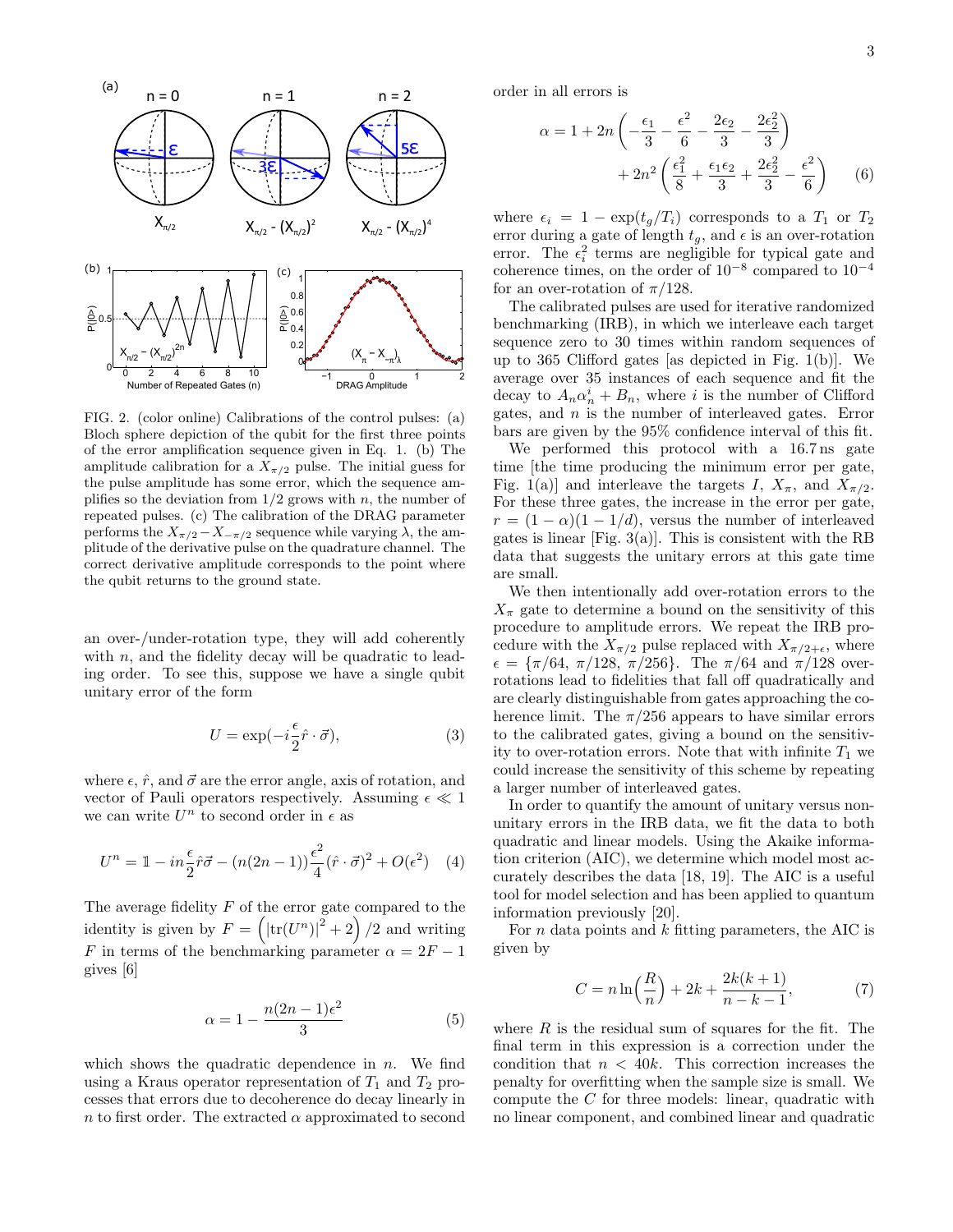FIG. 2. (color online) Calibrations of the control pulses: (a) Bloch sphere depiction of the qubit for the first three points of the error amplification sequence given in Eq. 1. (b) The amplitude calibration for a $X_{\pi/2}$ pulse. The initial guess for the pulse amplitude has some error, which the sequence amplifies so the deviation from 1/2 grows with $n$, the number of repeated pulses. (c) The calibration of the DRAG parameter performs the $X_{\pi/2} - X_{-\pi/2}$ sequence while varying $\lambda$, the amplitude of the derivative pulse on the quadrature channel. The correct derivative amplitude corresponds to the point where the qubit returns to the ground state.

an over-/under-rotation type, they will add coherently with $n$, and the fidelity decay will be quadratic to leading order. To see this, suppose we have a single qubit unitary error of the form

$$U = \exp(-i\frac{\epsilon}{2}\hat{r}\cdot\vec{\sigma}), \tag{3}$$

where $\epsilon$, $\hat{r}$, and $\vec{\sigma}$ are the error angle, axis of rotation, and vector of Pauli operators respectively. Assuming $\epsilon \ll 1$ we can write $U^n$ to second order in $\epsilon$ as

$$U^n = \mathbb{1} - in\frac{\epsilon}{2}\hat{r}\vec{\sigma} - (n(2n-1))\frac{\epsilon^2}{4}(\hat{r}\cdot\vec{\sigma})^2 + O(\epsilon^2) \tag{4}$$

The average fidelity $F$ of the error gate compared to the identity is given by $F = \left(\left|\mathrm{tr}(U^n)\right|^2 + 2\right)/2$ and writing $F$ in terms of the benchmarking parameter $\alpha = 2F - 1$ gives [6]

$$\alpha = 1 - \frac{n(2n-1)\epsilon^2}{3} \tag{5}$$

which shows the quadratic dependence in $n$. We find using a Kraus operator representation of $T_1$ and $T_2$ processes that errors due to decoherence do decay linearly in $n$ to first order. The extracted $\alpha$ approximated to second order in all errors is

$$\alpha = 1 + 2n\left(-\frac{\epsilon_1}{3} - \frac{\epsilon^2}{6} - \frac{2\epsilon_2}{3} - \frac{2\epsilon_2^2}{3}\right) + 2n^2\left(\frac{\epsilon_1^2}{8} + \frac{\epsilon_1\epsilon_2}{3} + \frac{2\epsilon_2^2}{3} - \frac{\epsilon^2}{6}\right) \tag{6}$$

where $\epsilon_i = 1 - \exp(t_g/T_i)$ corresponds to a $T_1$ or $T_2$ error during a gate of length $t_g$, and $\epsilon$ is an over-rotation error. The $\epsilon_i^2$ terms are negligible for typical gate and coherence times, on the order of $10^{-8}$ compared to $10^{-4}$ for an over-rotation of $\pi/128$.

The calibrated pulses are used for iterative randomized benchmarking (IRB), in which we interleave each target sequence zero to 30 times within random sequences of up to 365 Clifford gates [as depicted in Fig. 1(b)]. We average over 35 instances of each sequence and fit the decay to $A_n\alpha_n^i + B_n$, where $i$ is the number of Clifford gates, and $n$ is the number of interleaved gates. Error bars are given by the 95% confidence interval of this fit.

We performed this protocol with a 16.7 ns gate time [the time producing the minimum error per gate, Fig. 1(a)] and interleave the targets $I$, $X_\pi$, and $X_{\pi/2}$. For these three gates, the increase in the error per gate, $r = (1-\alpha)(1-1/d)$, versus the number of interleaved gates is linear [Fig. 3(a)]. This is consistent with the RB data that suggests the unitary errors at this gate time are small.

We then intentionally add over-rotation errors to the $X_\pi$ gate to determine a bound on the sensitivity of this procedure to amplitude errors. We repeat the IRB procedure with the $X_{\pi/2}$ pulse replaced with $X_{\pi/2+\epsilon}$, where $\epsilon = \{\pi/64,\ \pi/128,\ \pi/256\}$. The $\pi/64$ and $\pi/128$ over-rotations lead to fidelities that fall off quadratically and are clearly distinguishable from gates approaching the coherence limit. The $\pi/256$ appears to have similar errors to the calibrated gates, giving a bound on the sensitivity to over-rotation errors. Note that with infinite $T_1$ we could increase the sensitivity of this scheme by repeating a larger number of interleaved gates.

In order to quantify the amount of unitary versus non-unitary errors in the IRB data, we fit the data to both quadratic and linear models. Using the Akaike information criterion (AIC), we determine which model most accurately describes the data [18, 19]. The AIC is a useful tool for model selection and has been applied to quantum information previously [20].

For $n$ data points and $k$ fitting parameters, the AIC is given by

$$C = n\ln\left(\frac{R}{n}\right) + 2k + \frac{2k(k+1)}{n-k-1}, \tag{7}$$

where $R$ is the residual sum of squares for the fit. The final term in this expression is a correction under the condition that $n < 40k$. This correction increases the penalty for overfitting when the sample size is small. We compute the $C$ for three models: linear, quadratic with no linear component, and combined linear and quadratic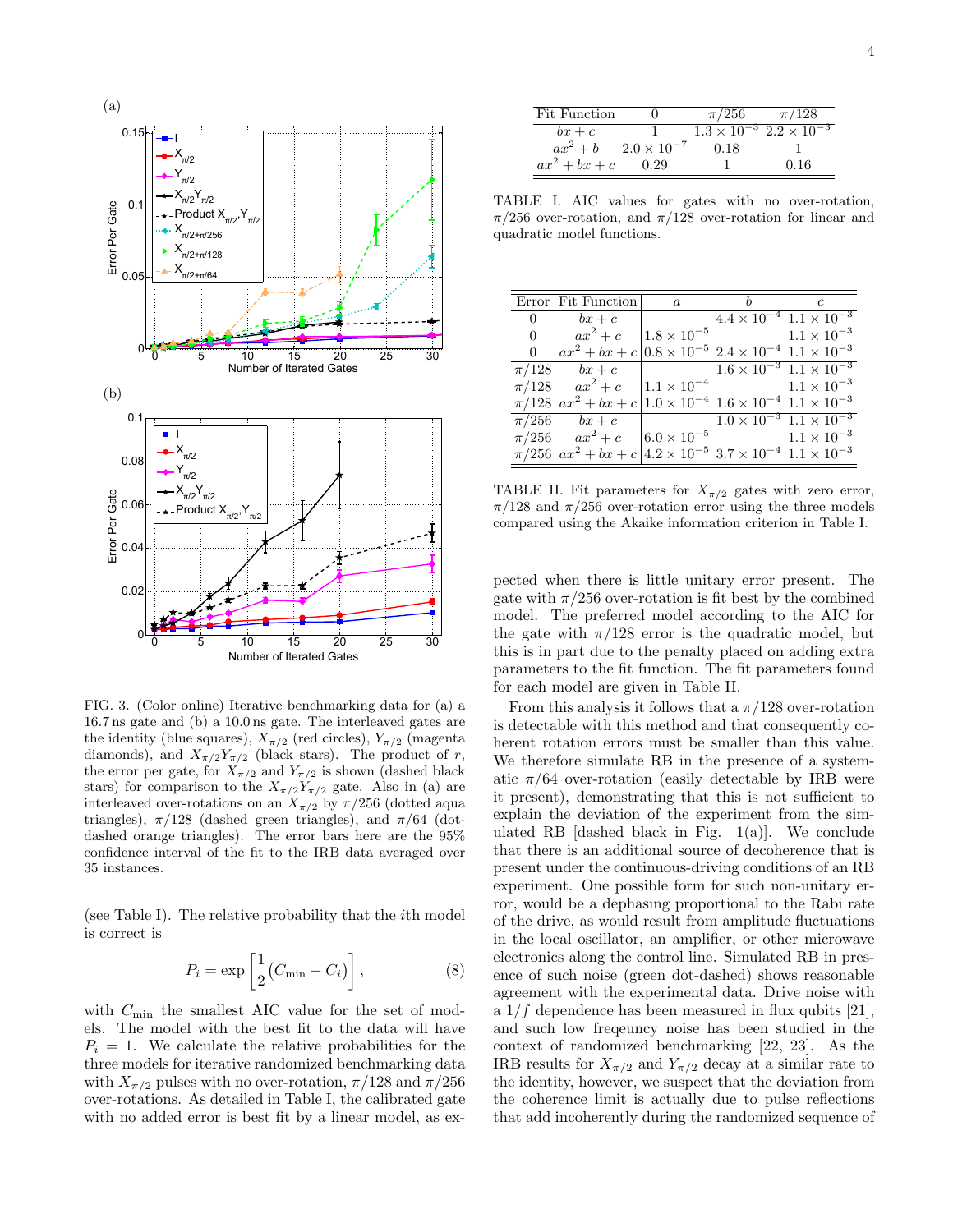FIG. 3. (Color online) Iterative benchmarking data for (a) a 16.7 ns gate and (b) a 10.0 ns gate. The interleaved gates are the identity (blue squares), $X_{\pi/2}$ (red circles), $Y_{\pi/2}$ (magenta diamonds), and $X_{\pi/2}Y_{\pi/2}$ (black stars). The product of $r$, the error per gate, for $X_{\pi/2}$ and $Y_{\pi/2}$ is shown (dashed black stars) for comparison to the $X_{\pi/2}Y_{\pi/2}$ gate. Also in (a) are interleaved over-rotations on an $X_{\pi/2}$ by $\pi/256$ (dotted aqua triangles), $\pi/128$ (dashed green triangles), and $\pi/64$ (dot-dashed orange triangles). The error bars here are the 95% confidence interval of the fit to the IRB data averaged over 35 instances.

(see Table I). The relative probability that the $i$th model is correct is

$$P_i = \exp\left[\frac{1}{2}\big(C_{\min} - C_i\big)\right], \tag{8}$$

with $C_{\min}$ the smallest AIC value for the set of models. The model with the best fit to the data will have $P_i = 1$. We calculate the relative probabilities for the three models for iterative randomized benchmarking data with $X_{\pi/2}$ pulses with no over-rotation, $\pi/128$ and $\pi/256$ over-rotations. As detailed in Table I, the calibrated gate with no added error is best fit by a linear model, as expected when there is little unitary error present. The gate with $\pi/256$ over-rotation is fit best by the combined model. The preferred model according to the AIC for the gate with $\pi/128$ error is the quadratic model, but this is in part due to the penalty placed on adding extra parameters to the fit function. The fit parameters found for each model are given in Table II.

| Fit Function | 0 | $\pi/256$ | $\pi/128$ |
|---|---|---|---|
| $bx+c$ | 1 | $1.3\times10^{-3}$ | $2.2\times10^{-3}$ |
| $ax^2+b$ | $2.0\times10^{-7}$ | 0.18 | 1 |
| $ax^2+bx+c$ | 0.29 | 1 | 0.16 |

TABLE I. AIC values for gates with no over-rotation, $\pi/256$ over-rotation, and $\pi/128$ over-rotation for linear and quadratic model functions.

| Error | Fit Function | $a$ | $b$ | $c$ |
|---|---|---|---|---|
| 0 | $bx+c$ | | $4.4\times10^{-4}$ | $1.1\times10^{-3}$ |
| 0 | $ax^2+c$ | $1.8\times10^{-5}$ | | $1.1\times10^{-3}$ |
| 0 | $ax^2+bx+c$ | $0.8\times10^{-5}$ | $2.4\times10^{-4}$ | $1.1\times10^{-3}$ |
| $\pi/128$ | $bx+c$ | | $1.6\times10^{-3}$ | $1.1\times10^{-3}$ |
| $\pi/128$ | $ax^2+c$ | $1.1\times10^{-4}$ | | $1.1\times10^{-3}$ |
| $\pi/128$ | $ax^2+bx+c$ | $1.0\times10^{-4}$ | $1.6\times10^{-4}$ | $1.1\times10^{-3}$ |
| $\pi/256$ | $bx+c$ | | $1.0\times10^{-3}$ | $1.1\times10^{-3}$ |
| $\pi/256$ | $ax^2+c$ | $6.0\times10^{-5}$ | | $1.1\times10^{-3}$ |
| $\pi/256$ | $ax^2+bx+c$ | $4.2\times10^{-5}$ | $3.7\times10^{-4}$ | $1.1\times10^{-3}$ |

TABLE II. Fit parameters for $X_{\pi/2}$ gates with zero error, $\pi/128$ and $\pi/256$ over-rotation error using the three models compared using the Akaike information criterion in Table I.

From this analysis it follows that a $\pi/128$ over-rotation is detectable with this method and that consequently coherent rotation errors must be smaller than this value. We therefore simulate RB in the presence of a systematic $\pi/64$ over-rotation (easily detectable by IRB were it present), demonstrating that this is not sufficient to explain the deviation of the experiment from the simulated RB [dashed black in Fig. 1(a)]. We conclude that there is an additional source of decoherence that is present under the continuous-driving conditions of an RB experiment. One possible form for such non-unitary error, would be a dephasing proportional to the Rabi rate of the drive, as would result from amplitude fluctuations in the local oscillator, an amplifier, or other microwave electronics along the control line. Simulated RB in presence of such noise (green dot-dashed) shows reasonable agreement with the experimental data. Drive noise with a $1/f$ dependence has been measured in flux qubits [21], and such low freqeuncy noise has been studied in the context of randomized benchmarking [22, 23]. As the IRB results for $X_{\pi/2}$ and $Y_{\pi/2}$ decay at a similar rate to the identity, however, we suspect that the deviation from the coherence limit is actually due to pulse reflections that add incoherently during the randomized sequence of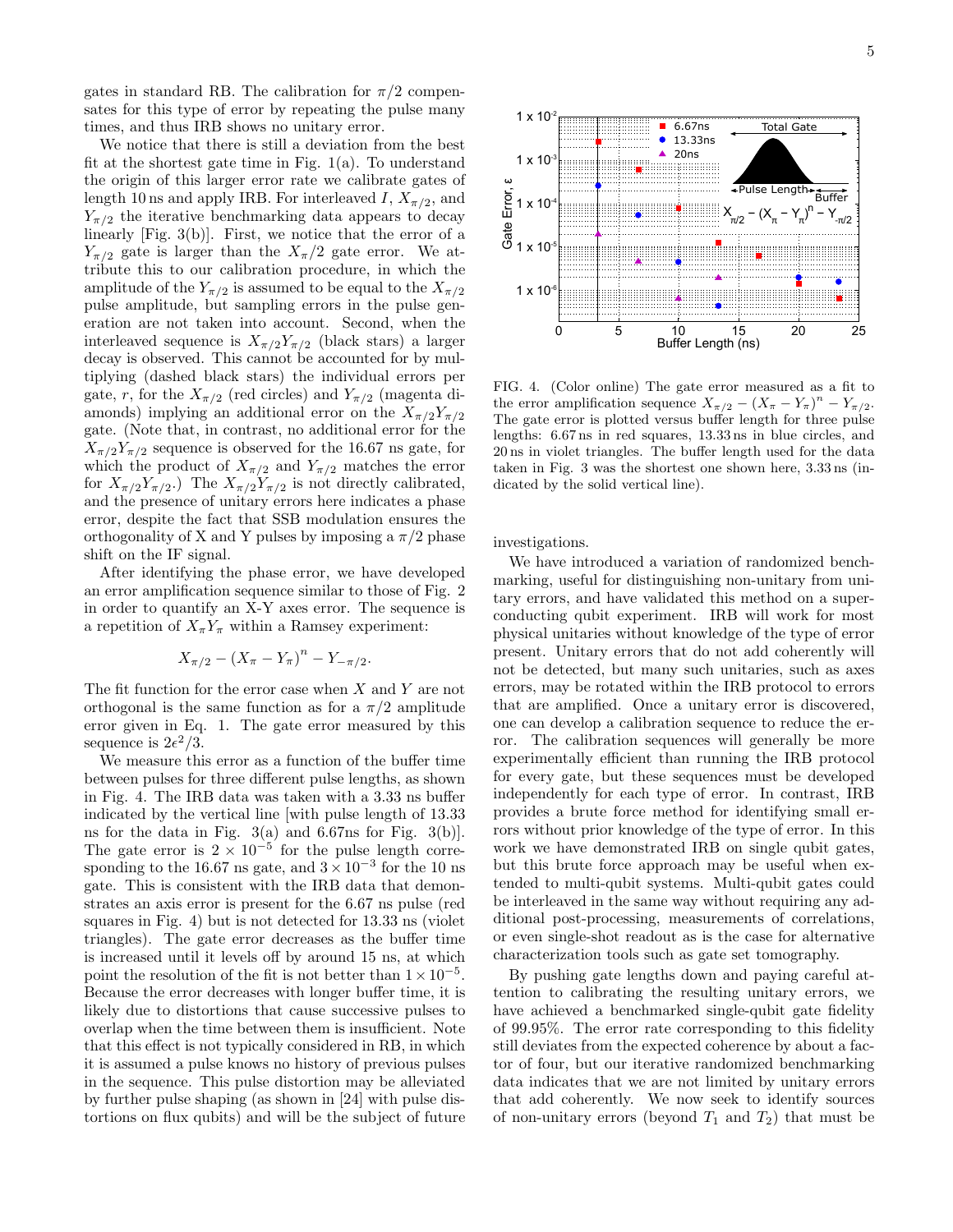gates in standard RB. The calibration for $\pi/2$ compensates for this type of error by repeating the pulse many times, and thus IRB shows no unitary error.

We notice that there is still a deviation from the best fit at the shortest gate time in Fig. 1(a). To understand the origin of this larger error rate we calibrate gates of length 10 ns and apply IRB. For interleaved $I$, $X_{\pi/2}$, and $Y_{\pi/2}$ the iterative benchmarking data appears to decay linearly [Fig. 3(b)]. First, we notice that the error of a $Y_{\pi/2}$ gate is larger than the $X_{\pi}/2$ gate error. We attribute this to our calibration procedure, in which the amplitude of the $Y_{\pi/2}$ is assumed to be equal to the $X_{\pi/2}$ pulse amplitude, but sampling errors in the pulse generation are not taken into account. Second, when the interleaved sequence is $X_{\pi/2}Y_{\pi/2}$ (black stars) a larger decay is observed. This cannot be accounted for by multiplying (dashed black stars) the individual errors per gate, $r$, for the $X_{\pi/2}$ (red circles) and $Y_{\pi/2}$ (magenta diamonds) implying an additional error on the $X_{\pi/2}Y_{\pi/2}$ gate. (Note that, in contrast, no additional error for the $X_{\pi/2}Y_{\pi/2}$ sequence is observed for the 16.67 ns gate, for which the product of $X_{\pi/2}$ and $Y_{\pi/2}$ matches the error for $X_{\pi/2}Y_{\pi/2}$.) The $X_{\pi/2}Y_{\pi/2}$ is not directly calibrated, and the presence of unitary errors here indicates a phase error, despite the fact that SSB modulation ensures the orthogonality of X and Y pulses by imposing a $\pi/2$ phase shift on the IF signal.

After identifying the phase error, we have developed an error amplification sequence similar to those of Fig. 2 in order to quantify an X-Y axes error. The sequence is a repetition of $X_{\pi}Y_{\pi}$ within a Ramsey experiment:

$$X_{\pi/2} - (X_{\pi} - Y_{\pi})^n - Y_{-\pi/2}.$$

The fit function for the error case when $X$ and $Y$ are not orthogonal is the same function as for a $\pi/2$ amplitude error given in Eq. 1. The gate error measured by this sequence is $2\epsilon^2/3$.

We measure this error as a function of the buffer time between pulses for three different pulse lengths, as shown in Fig. 4. The IRB data was taken with a 3.33 ns buffer indicated by the vertical line [with pulse length of 13.33 ns for the data in Fig. 3(a) and 6.67ns for Fig. 3(b)]. The gate error is $2 \times 10^{-5}$ for the pulse length corresponding to the 16.67 ns gate, and $3 \times 10^{-3}$ for the 10 ns gate. This is consistent with the IRB data that demonstrates an axis error is present for the 6.67 ns pulse (red squares in Fig. 4) but is not detected for 13.33 ns (violet triangles). The gate error decreases as the buffer time is increased until it levels off by around 15 ns, at which point the resolution of the fit is not better than $1 \times 10^{-5}$. Because the error decreases with longer buffer time, it is likely due to distortions that cause successive pulses to overlap when the time between them is insufficient. Note that this effect is not typically considered in RB, in which it is assumed a pulse knows no history of previous pulses in the sequence. This pulse distortion may be alleviated by further pulse shaping (as shown in [24] with pulse distortions on flux qubits) and will be the subject of future investigations.

FIG. 4. (Color online) The gate error measured as a fit to the error amplification sequence $X_{\pi/2} - (X_{\pi} - Y_{\pi})^n - Y_{\pi/2}$. The gate error is plotted versus buffer length for three pulse lengths: 6.67 ns in red squares, 13.33 ns in blue circles, and 20 ns in violet triangles. The buffer length used for the data taken in Fig. 3 was the shortest one shown here, 3.33 ns (indicated by the solid vertical line).

We have introduced a variation of randomized benchmarking, useful for distinguishing non-unitary from unitary errors, and have validated this method on a superconducting qubit experiment. IRB will work for most physical unitaries without knowledge of the type of error present. Unitary errors that do not add coherently will not be detected, but many such unitaries, such as axes errors, may be rotated within the IRB protocol to errors that are amplified. Once a unitary error is discovered, one can develop a calibration sequence to reduce the error. The calibration sequences will generally be more experimentally efficient than running the IRB protocol for every gate, but these sequences must be developed independently for each type of error. In contrast, IRB provides a brute force method for identifying small errors without prior knowledge of the type of error. In this work we have demonstrated IRB on single qubit gates, but this brute force approach may be useful when extended to multi-qubit systems. Multi-qubit gates could be interleaved in the same way without requiring any additional post-processing, measurements of correlations, or even single-shot readout as is the case for alternative characterization tools such as gate set tomography.

By pushing gate lengths down and paying careful attention to calibrating the resulting unitary errors, we have achieved a benchmarked single-qubit gate fidelity of 99.95%. The error rate corresponding to this fidelity still deviates from the expected coherence by about a factor of four, but our iterative randomized benchmarking data indicates that we are not limited by unitary errors that add coherently. We now seek to identify sources of non-unitary errors (beyond $T_1$ and $T_2$) that must be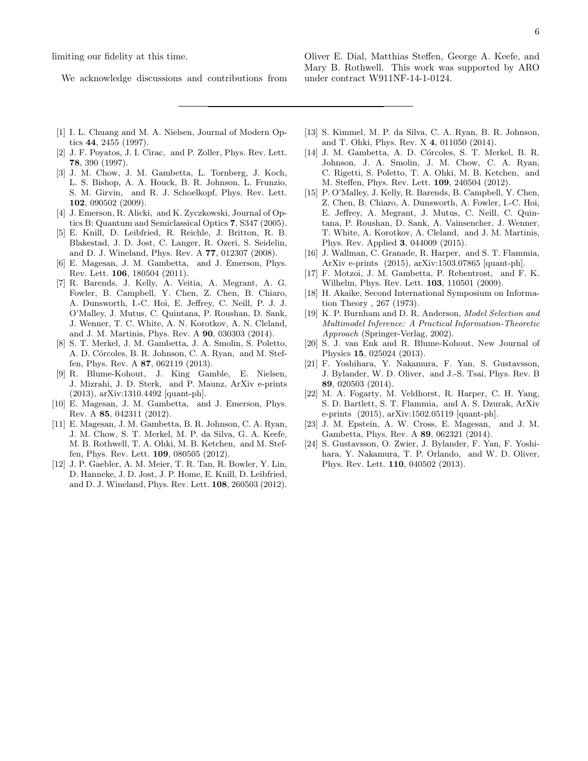limiting our fidelity at this time.

We acknowledge discussions and contributions from Oliver E. Dial, Matthias Steffen, George A. Keefe, and Mary B. Rothwell. This work was supported by ARO under contract W911NF-14-1-0124.

---

[1] I. L. Chuang and M. A. Nielsen, Journal of Modern Optics **44**, 2455 (1997).

[2] J. F. Poyatos, J. I. Cirac, and P. Zoller, Phys. Rev. Lett. **78**, 390 (1997).

[3] J. M. Chow, J. M. Gambetta, L. Tornberg, J. Koch, L. S. Bishop, A. A. Houck, B. R. Johnson, L. Frunzio, S. M. Girvin, and R. J. Schoelkopf, Phys. Rev. Lett. **102**, 090502 (2009).

[4] J. Emerson, R. Alicki, and K. Zyczkowski, Journal of Optics B: Quantum and Semiclassical Optics **7**, S347 (2005).

[5] E. Knill, D. Leibfried, R. Reichle, J. Britton, R. B. Blakestad, J. D. Jost, C. Langer, R. Ozeri, S. Seidelin, and D. J. Wineland, Phys. Rev. A **77**, 012307 (2008).

[6] E. Magesan, J. M. Gambetta, and J. Emerson, Phys. Rev. Lett. **106**, 180504 (2011).

[7] R. Barends, J. Kelly, A. Veitia, A. Megrant, A. G. Fowler, B. Campbell, Y. Chen, Z. Chen, B. Chiaro, A. Dunsworth, I.-C. Hoi, E. Jeffrey, C. Neill, P. J. J. O'Malley, J. Mutus, C. Quintana, P. Roushan, D. Sank, J. Wenner, T. C. White, A. N. Korotkov, A. N. Cleland, and J. M. Martinis, Phys. Rev. A **90**, 030303 (2014).

[8] S. T. Merkel, J. M. Gambetta, J. A. Smolin, S. Poletto, A. D. Córcoles, B. R. Johnson, C. A. Ryan, and M. Steffen, Phys. Rev. A **87**, 062119 (2013).

[9] R. Blume-Kohout, J. King Gamble, E. Nielsen, J. Mizrahi, J. D. Sterk, and P. Maunz, ArXiv e-prints (2013), arXiv:1310.4492 [quant-ph].

[10] E. Magesan, J. M. Gambetta, and J. Emerson, Phys. Rev. A **85**, 042311 (2012).

[11] E. Magesan, J. M. Gambetta, B. R. Johnson, C. A. Ryan, J. M. Chow, S. T. Merkel, M. P. da Silva, G. A. Keefe, M. B. Rothwell, T. A. Ohki, M. B. Ketchen, and M. Steffen, Phys. Rev. Lett. **109**, 080505 (2012).

[12] J. P. Gaebler, A. M. Meier, T. R. Tan, R. Bowler, Y. Lin, D. Hanneke, J. D. Jost, J. P. Home, E. Knill, D. Leibfried, and D. J. Wineland, Phys. Rev. Lett. **108**, 260503 (2012).

[13] S. Kimmel, M. P. da Silva, C. A. Ryan, B. R. Johnson, and T. Ohki, Phys. Rev. X **4**, 011050 (2014).

[14] J. M. Gambetta, A. D. Córcoles, S. T. Merkel, B. R. Johnson, J. A. Smolin, J. M. Chow, C. A. Ryan, C. Rigetti, S. Poletto, T. A. Ohki, M. B. Ketchen, and M. Steffen, Phys. Rev. Lett. **109**, 240504 (2012).

[15] P. O'Malley, J. Kelly, R. Barends, B. Campbell, Y. Chen, Z. Chen, B. Chiaro, A. Dunsworth, A. Fowler, I.-C. Hoi, E. Jeffrey, A. Megrant, J. Mutus, C. Neill, C. Quintana, P. Roushan, D. Sank, A. Vainsencher, J. Wenner, T. White, A. Korotkov, A. Cleland, and J. M. Martinis, Phys. Rev. Applied **3**, 044009 (2015).

[16] J. Wallman, C. Granade, R. Harper, and S. T. Flammia, ArXiv e-prints (2015), arXiv:1503.07865 [quant-ph].

[17] F. Motzoi, J. M. Gambetta, P. Rebentrost, and F. K. Wilhelm, Phys. Rev. Lett. **103**, 110501 (2009).

[18] H. Akaike, Second International Symposium on Information Theory , 267 (1973).

[19] K. P. Burnham and D. R. Anderson, *Model Selection and Multimodel Inference: A Practical Information-Theoretic Approach* (Springer-Verlag, 2002).

[20] S. J. van Enk and R. Blume-Kohout, New Journal of Physics **15**, 025024 (2013).

[21] F. Yoshihara, Y. Nakamura, F. Yan, S. Gustavsson, J. Bylander, W. D. Oliver, and J.-S. Tsai, Phys. Rev. B **89**, 020503 (2014).

[22] M. A. Fogarty, M. Veldhorst, R. Harper, C. H. Yang, S. D. Bartlett, S. T. Flammia, and A. S. Dzurak, ArXiv e-prints (2015), arXiv:1502.05119 [quant-ph].

[23] J. M. Epstein, A. W. Cross, E. Magesan, and J. M. Gambetta, Phys. Rev. A **89**, 062321 (2014).

[24] S. Gustavsson, O. Zwier, J. Bylander, F. Yan, F. Yoshihara, Y. Nakamura, T. P. Orlando, and W. D. Oliver, Phys. Rev. Lett. **110**, 040502 (2013).